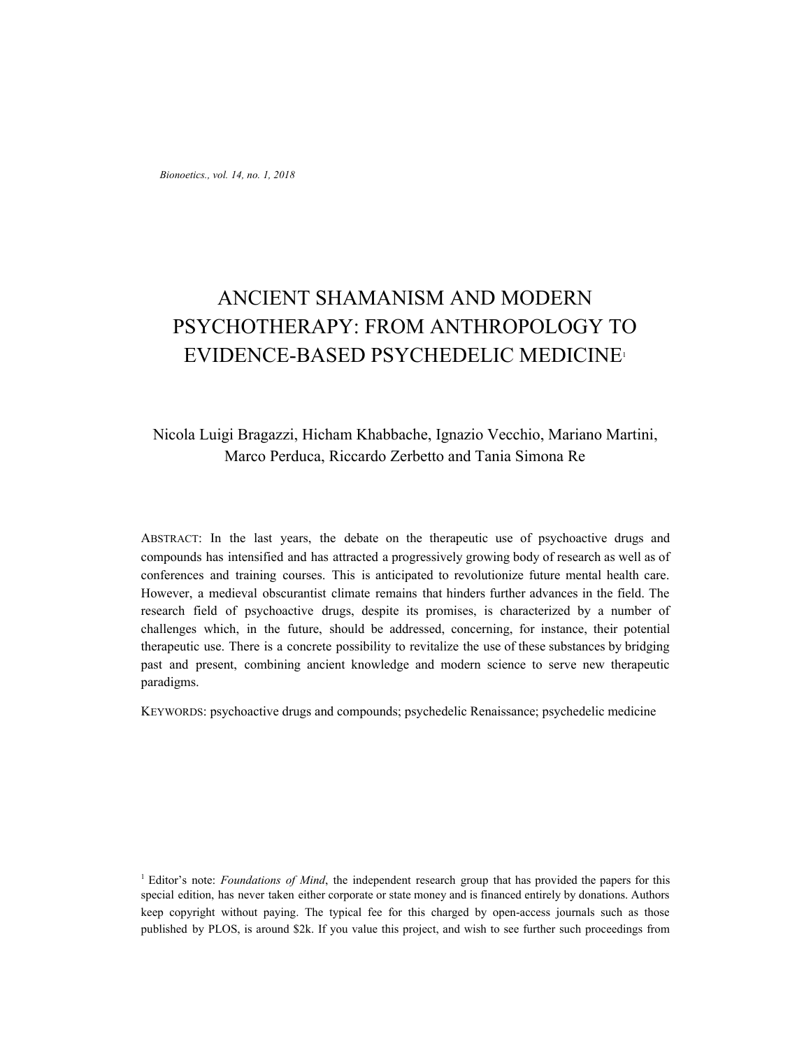# ANCIENT SHAMANISM AND MODERN PSYCHOTHERAPY: FROM ANTHROPOLOGY TO EVIDENCE-BASED PSYCHEDELIC MEDICINE[1]

Nicola Luigi Bragazzi, Hicham Khabbache, Ignazio Vecchio, Mariano Martini, Marco Perduca, Riccardo Zerbetto and Tania Simona Re

ABSTRACT: In the last years, the debate on the therapeutic use of psychoactive drugs and compounds has intensified and has attracted a progressively growing body of research as well as of conferences and training courses. This is anticipated to revolutionize future mental health care. However, a medieval obscurantist climate remains that hinders further advances in the field. The research field of psychoactive drugs, despite its promises, is characterized by a number of challenges which, in the future, should be addressed, concerning, for instance, their potential therapeutic use. There is a concrete possibility to revitalize the use of these substances by bridging past and present, combining ancient knowledge and modern science to serve new therapeutic paradigms.

KEYWORDS: psychoactive drugs and compounds; psychedelic Renaissance; psychedelic medicine

[1] Editor's note: *Foundations of Mind*, the independent research group that has provided the papers for this special edition, has never taken either corporate or state money and is financed entirely by donations. Authors keep copyright without paying. The typical fee for this charged by open-access journals such as those published by PLOS, is around $2k. If you value this project, and wish to see further such proceedings from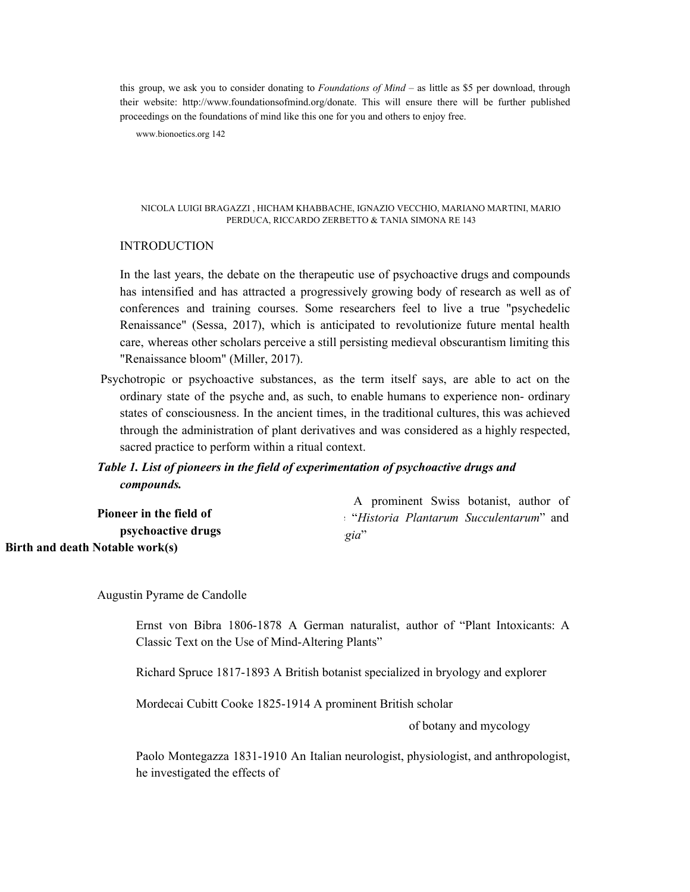this group, we ask you to consider donating to *Foundations of Mind* – as little as $5 per download, through their website: http://www.foundationsofmind.org/donate. This will ensure there will be further published proceedings on the foundations of mind like this one for you and others to enjoy free.

www.bionoetics.org 142

NICOLA LUIGI BRAGAZZI , HICHAM KHABBACHE, IGNAZIO VECCHIO, MARIANO MARTINI, MARIO PERDUCA, RICCARDO ZERBETTO & TANIA SIMONA RE 143

## INTRODUCTION

In the last years, the debate on the therapeutic use of psychoactive drugs and compounds has intensified and has attracted a progressively growing body of research as well as of conferences and training courses. Some researchers feel to live a true "psychedelic Renaissance" (Sessa, 2017), which is anticipated to revolutionize future mental health care, whereas other scholars perceive a still persisting medieval obscurantism limiting this "Renaissance bloom" (Miller, 2017).

Psychotropic or psychoactive substances, as the term itself says, are able to act on the ordinary state of the psyche and, as such, to enable humans to experience non- ordinary states of consciousness. In the ancient times, in the traditional cultures, this was achieved through the administration of plant derivatives and was considered as a highly respected, sacred practice to perform within a ritual context.

***Table 1. List of pioneers in the field of experimentation of psychoactive drugs and compounds.***

| Pioneer in the field of psychoactive drugs | Birth and death | Notable work(s) |
|---|---|---|
| Augustin Pyrame de Candolle | | A prominent Swiss botanist, author of "*Historia Plantarum Succulentarum*" and "...*gia*" |
| Ernst von Bibra | 1806-1878 | A German naturalist, author of "Plant Intoxicants: A Classic Text on the Use of Mind-Altering Plants" |
| Richard Spruce | 1817-1893 | A British botanist specialized in bryology and explorer |
| Mordecai Cubitt Cooke | 1825-1914 | A prominent British scholar of botany and mycology |
| Paolo Montegazza | 1831-1910 | An Italian neurologist, physiologist, and anthropologist, he investigated the effects of |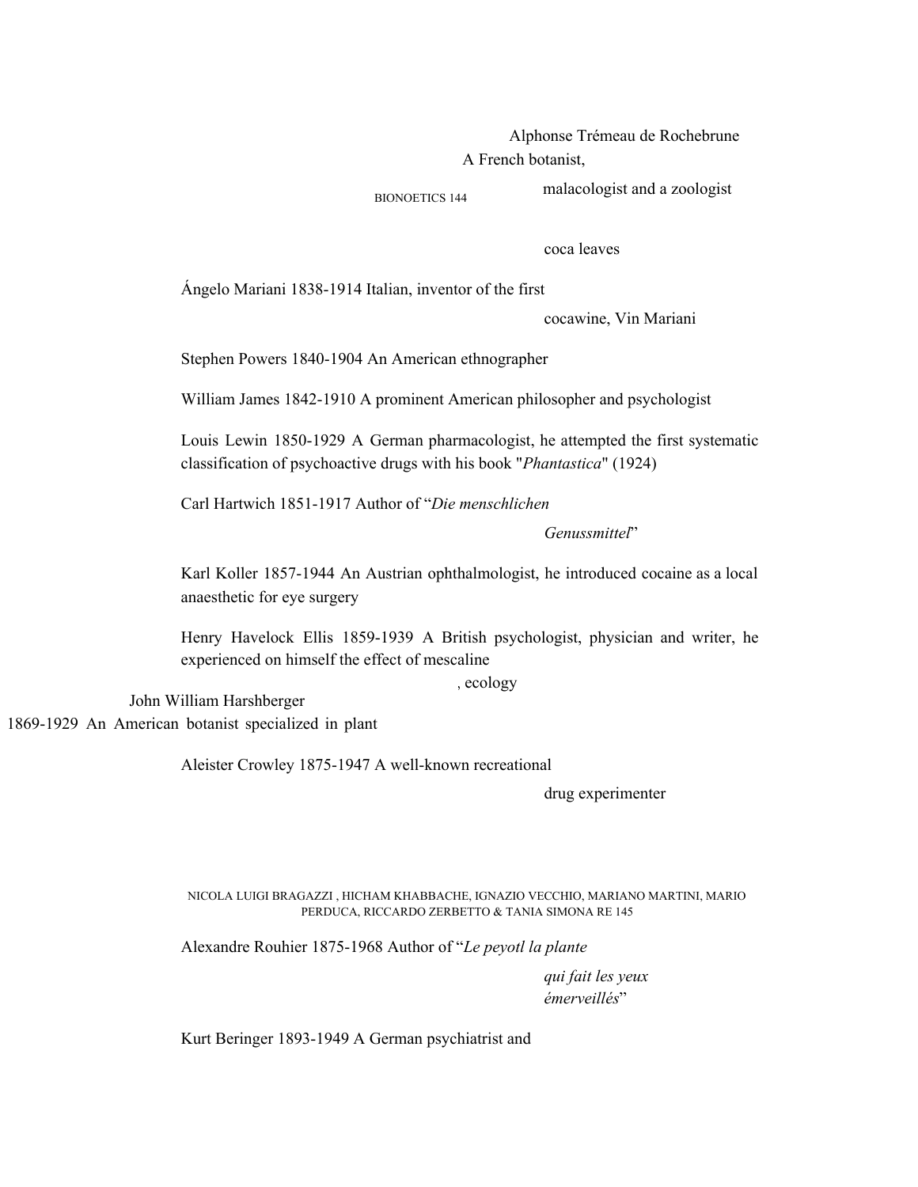Alphonse Trémeau de Rochebrune A French botanist, malacologist and a zoologist

coca leaves

Ángelo Mariani 1838-1914 Italian, inventor of the first cocawine, Vin Mariani

Stephen Powers 1840-1904 An American ethnographer

William James 1842-1910 A prominent American philosopher and psychologist

Louis Lewin 1850-1929 A German pharmacologist, he attempted the first systematic classification of psychoactive drugs with his book "*Phantastica*" (1924)

Carl Hartwich 1851-1917 Author of "*Die menschlichen Genussmittel*"

Karl Koller 1857-1944 An Austrian ophthalmologist, he introduced cocaine as a local anaesthetic for eye surgery

Henry Havelock Ellis 1859-1939 A British psychologist, physician and writer, he experienced on himself the effect of mescaline

John William Harshberger 1869-1929 An American botanist specialized in plant, ecology

Aleister Crowley 1875-1947 A well-known recreational drug experimenter

Alexandre Rouhier 1875-1968 Author of "*Le peyotl la plante qui fait les yeux émerveillés*"

Kurt Beringer 1893-1949 A German psychiatrist and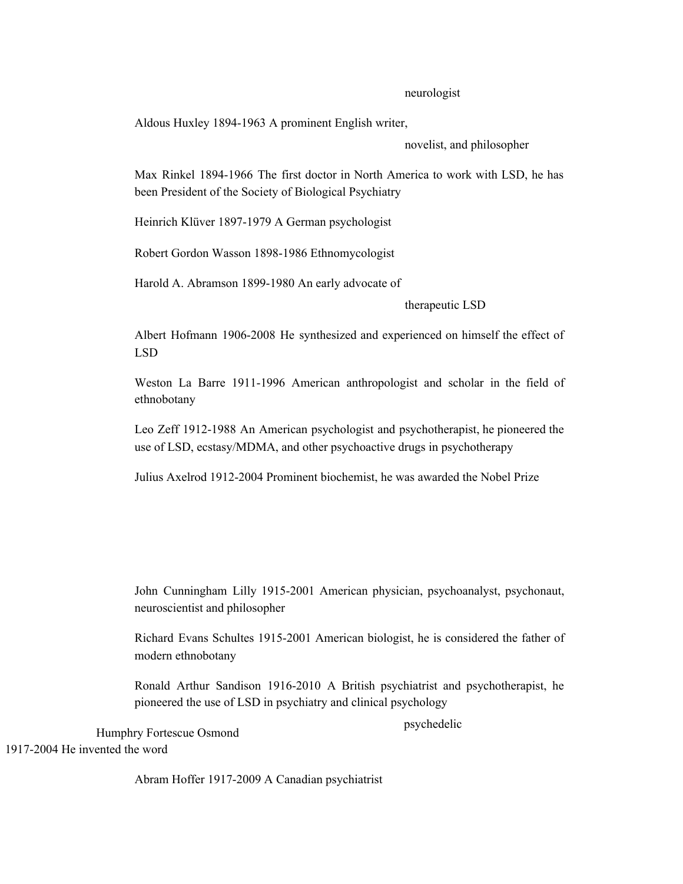neurologist

Aldous Huxley 1894-1963 A prominent English writer, novelist, and philosopher

Max Rinkel 1894-1966 The first doctor in North America to work with LSD, he has been President of the Society of Biological Psychiatry

Heinrich Klüver 1897-1979 A German psychologist

Robert Gordon Wasson 1898-1986 Ethnomycologist

Harold A. Abramson 1899-1980 An early advocate of therapeutic LSD

Albert Hofmann 1906-2008 He synthesized and experienced on himself the effect of LSD

Weston La Barre 1911-1996 American anthropologist and scholar in the field of ethnobotany

Leo Zeff 1912-1988 An American psychologist and psychotherapist, he pioneered the use of LSD, ecstasy/MDMA, and other psychoactive drugs in psychotherapy

Julius Axelrod 1912-2004 Prominent biochemist, he was awarded the Nobel Prize

John Cunningham Lilly 1915-2001 American physician, psychoanalyst, psychonaut, neuroscientist and philosopher

Richard Evans Schultes 1915-2001 American biologist, he is considered the father of modern ethnobotany

Ronald Arthur Sandison 1916-2010 A British psychiatrist and psychotherapist, he pioneered the use of LSD in psychiatry and clinical psychology

Humphry Fortescue Osmond 1917-2004 He invented the word psychedelic

Abram Hoffer 1917-2009 A Canadian psychiatrist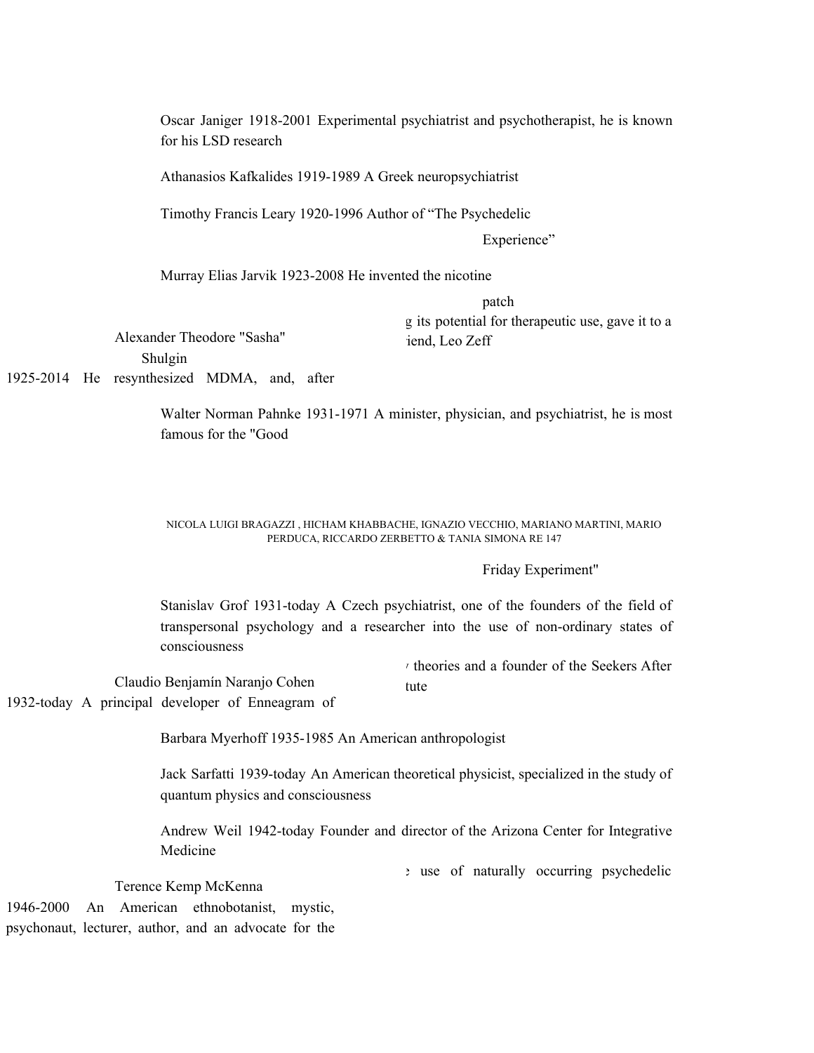Oscar Janiger 1918-2001 Experimental psychiatrist and psychotherapist, he is known for his LSD research

Athanasios Kafkalides 1919-1989 A Greek neuropsychiatrist

Timothy Francis Leary 1920-1996 Author of "The Psychedelic Experience"

Murray Elias Jarvik 1923-2008 He invented the nicotine patch

Alexander Theodore "Sasha" Shulgin 1925-2014 He resynthesized MDMA, and, after g its potential for therapeutic use, gave it to a iend, Leo Zeff

Walter Norman Pahnke 1931-1971 A minister, physician, and psychiatrist, he is most famous for the "Good Friday Experiment"

Stanislav Grof 1931-today A Czech psychiatrist, one of the founders of the field of transpersonal psychology and a researcher into the use of non-ordinary states of consciousness

Claudio Benjamín Naranjo Cohen 1932-today A principal developer of Enneagram of / theories and a founder of the Seekers After tute

Barbara Myerhoff 1935-1985 An American anthropologist

Jack Sarfatti 1939-today An American theoretical physicist, specialized in the study of quantum physics and consciousness

Andrew Weil 1942-today Founder and director of the Arizona Center for Integrative Medicine

Terence Kemp McKenna 1946-2000 An American ethnobotanist, mystic, psychonaut, lecturer, author, and an advocate for the : use of naturally occurring psychedelic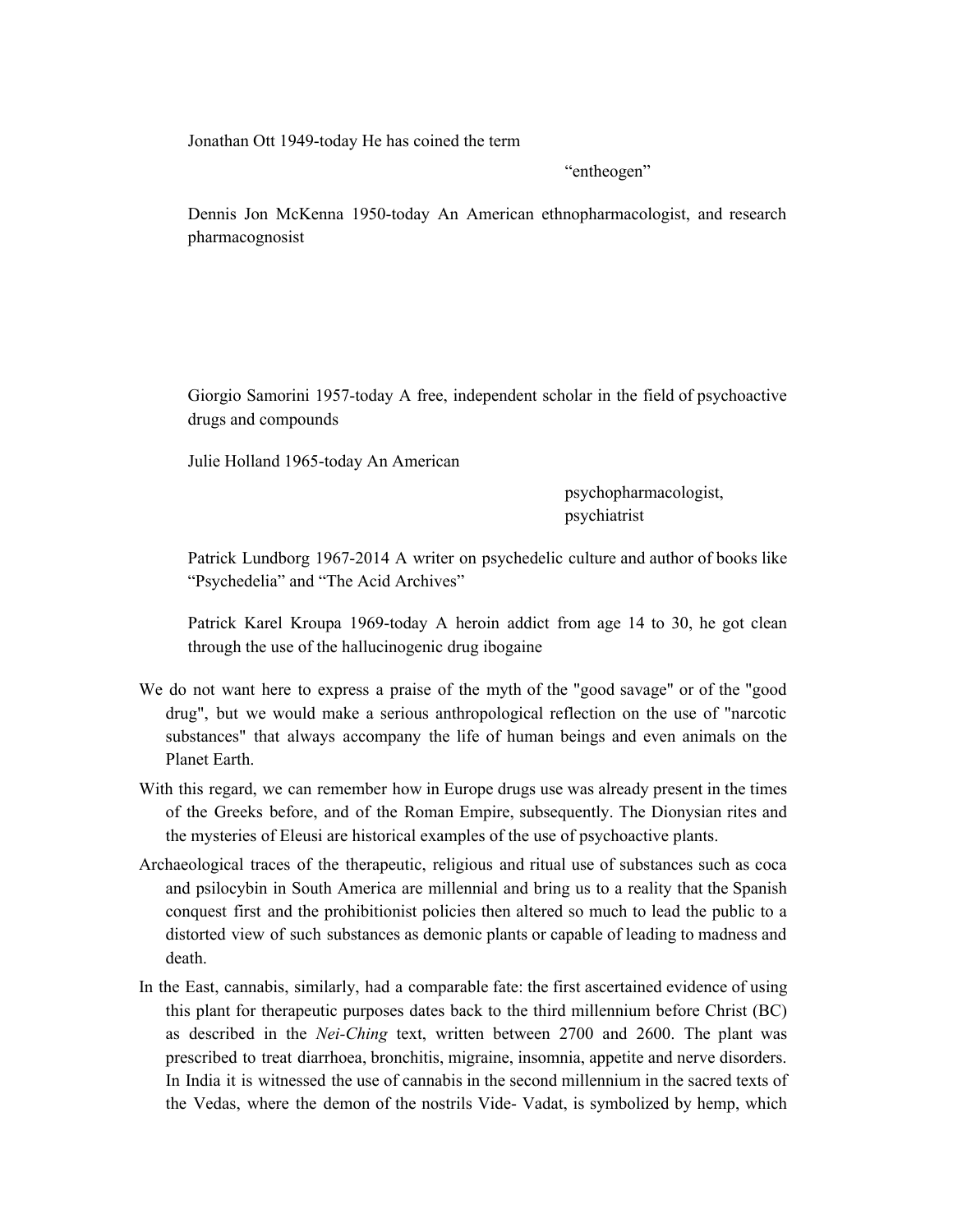Jonathan Ott 1949-today He has coined the term "entheogen"

Dennis Jon McKenna 1950-today An American ethnopharmacologist, and research pharmacognosist

Giorgio Samorini 1957-today A free, independent scholar in the field of psychoactive drugs and compounds

Julie Holland 1965-today An American psychopharmacologist, psychiatrist

Patrick Lundborg 1967-2014 A writer on psychedelic culture and author of books like "Psychedelia" and "The Acid Archives"

Patrick Karel Kroupa 1969-today A heroin addict from age 14 to 30, he got clean through the use of the hallucinogenic drug ibogaine

We do not want here to express a praise of the myth of the "good savage" or of the "good drug", but we would make a serious anthropological reflection on the use of "narcotic substances" that always accompany the life of human beings and even animals on the Planet Earth.

With this regard, we can remember how in Europe drugs use was already present in the times of the Greeks before, and of the Roman Empire, subsequently. The Dionysian rites and the mysteries of Eleusi are historical examples of the use of psychoactive plants.

Archaeological traces of the therapeutic, religious and ritual use of substances such as coca and psilocybin in South America are millennial and bring us to a reality that the Spanish conquest first and the prohibitionist policies then altered so much to lead the public to a distorted view of such substances as demonic plants or capable of leading to madness and death.

In the East, cannabis, similarly, had a comparable fate: the first ascertained evidence of using this plant for therapeutic purposes dates back to the third millennium before Christ (BC) as described in the *Nei-Ching* text, written between 2700 and 2600. The plant was prescribed to treat diarrhoea, bronchitis, migraine, insomnia, appetite and nerve disorders. In India it is witnessed the use of cannabis in the second millennium in the sacred texts of the Vedas, where the demon of the nostrils Vide- Vadat, is symbolized by hemp, which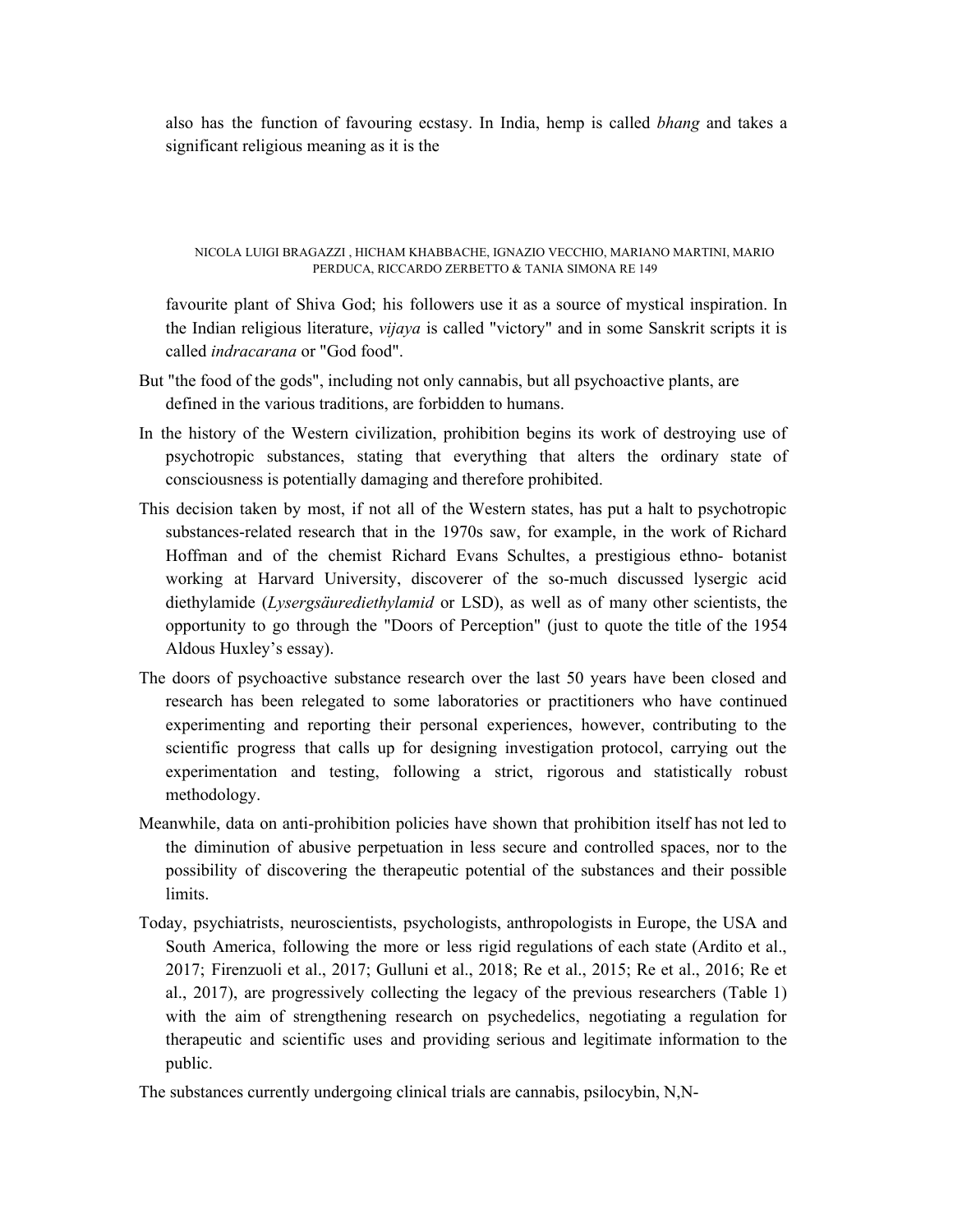also has the function of favouring ecstasy. In India, hemp is called *bhang* and takes a significant religious meaning as it is the

favourite plant of Shiva God; his followers use it as a source of mystical inspiration. In the Indian religious literature, *vijaya* is called "victory" and in some Sanskrit scripts it is called *indracarana* or "God food".

But "the food of the gods", including not only cannabis, but all psychoactive plants, are defined in the various traditions, are forbidden to humans.

In the history of the Western civilization, prohibition begins its work of destroying use of psychotropic substances, stating that everything that alters the ordinary state of consciousness is potentially damaging and therefore prohibited.

This decision taken by most, if not all of the Western states, has put a halt to psychotropic substances-related research that in the 1970s saw, for example, in the work of Richard Hoffman and of the chemist Richard Evans Schultes, a prestigious ethno- botanist working at Harvard University, discoverer of the so-much discussed lysergic acid diethylamide (*Lysergsäurediethylamid* or LSD), as well as of many other scientists, the opportunity to go through the "Doors of Perception" (just to quote the title of the 1954 Aldous Huxley's essay).

The doors of psychoactive substance research over the last 50 years have been closed and research has been relegated to some laboratories or practitioners who have continued experimenting and reporting their personal experiences, however, contributing to the scientific progress that calls up for designing investigation protocol, carrying out the experimentation and testing, following a strict, rigorous and statistically robust methodology.

Meanwhile, data on anti-prohibition policies have shown that prohibition itself has not led to the diminution of abusive perpetuation in less secure and controlled spaces, nor to the possibility of discovering the therapeutic potential of the substances and their possible limits.

Today, psychiatrists, neuroscientists, psychologists, anthropologists in Europe, the USA and South America, following the more or less rigid regulations of each state (Ardito et al., 2017; Firenzuoli et al., 2017; Gulluni et al., 2018; Re et al., 2015; Re et al., 2016; Re et al., 2017), are progressively collecting the legacy of the previous researchers (Table 1) with the aim of strengthening research on psychedelics, negotiating a regulation for therapeutic and scientific uses and providing serious and legitimate information to the public.

The substances currently undergoing clinical trials are cannabis, psilocybin, N,N-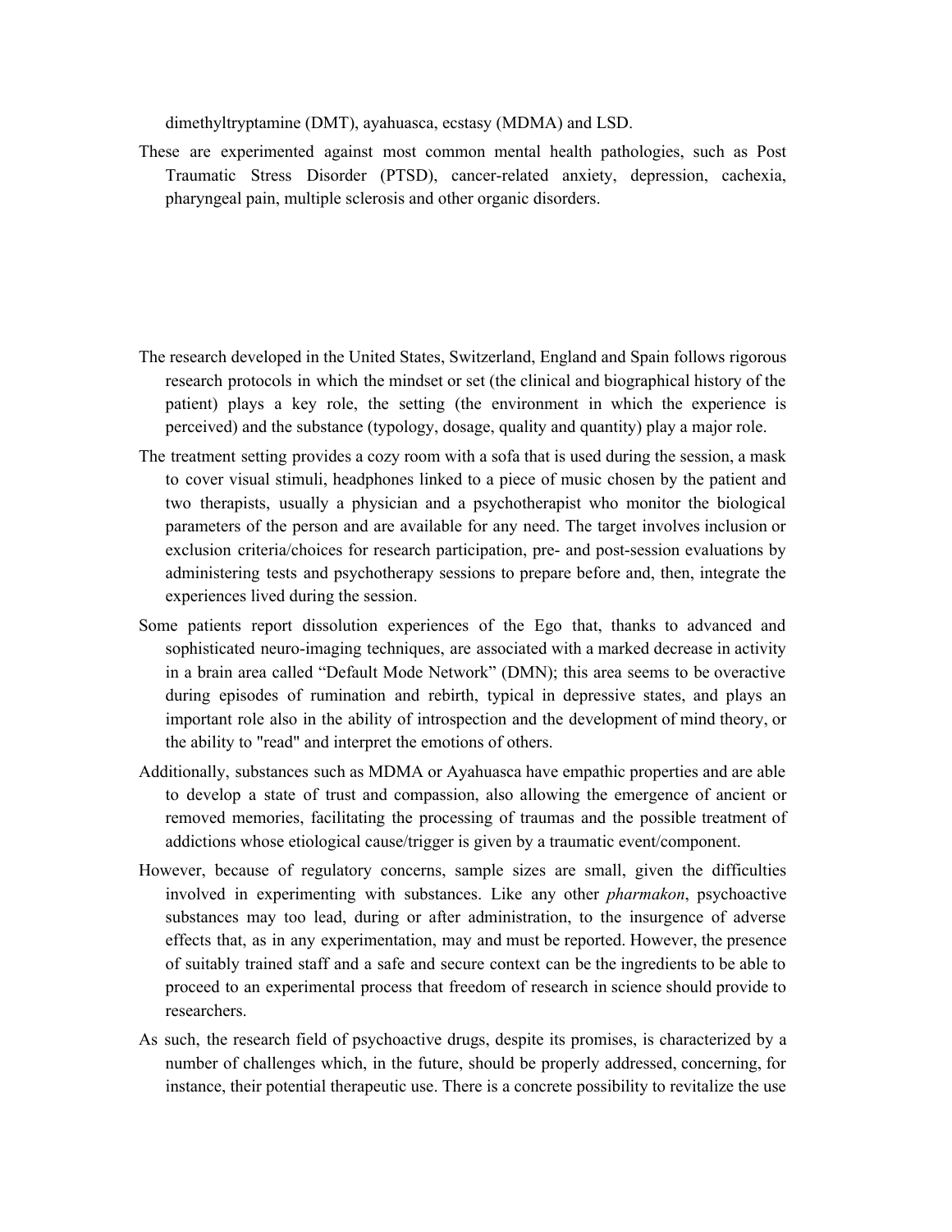dimethyltryptamine (DMT), ayahuasca, ecstasy (MDMA) and LSD.

These are experimented against most common mental health pathologies, such as Post Traumatic Stress Disorder (PTSD), cancer-related anxiety, depression, cachexia, pharyngeal pain, multiple sclerosis and other organic disorders.

The research developed in the United States, Switzerland, England and Spain follows rigorous research protocols in which the mindset or set (the clinical and biographical history of the patient) plays a key role, the setting (the environment in which the experience is perceived) and the substance (typology, dosage, quality and quantity) play a major role.

The treatment setting provides a cozy room with a sofa that is used during the session, a mask to cover visual stimuli, headphones linked to a piece of music chosen by the patient and two therapists, usually a physician and a psychotherapist who monitor the biological parameters of the person and are available for any need. The target involves inclusion or exclusion criteria/choices for research participation, pre- and post-session evaluations by administering tests and psychotherapy sessions to prepare before and, then, integrate the experiences lived during the session.

Some patients report dissolution experiences of the Ego that, thanks to advanced and sophisticated neuro-imaging techniques, are associated with a marked decrease in activity in a brain area called "Default Mode Network" (DMN); this area seems to be overactive during episodes of rumination and rebirth, typical in depressive states, and plays an important role also in the ability of introspection and the development of mind theory, or the ability to "read" and interpret the emotions of others.

Additionally, substances such as MDMA or Ayahuasca have empathic properties and are able to develop a state of trust and compassion, also allowing the emergence of ancient or removed memories, facilitating the processing of traumas and the possible treatment of addictions whose etiological cause/trigger is given by a traumatic event/component.

However, because of regulatory concerns, sample sizes are small, given the difficulties involved in experimenting with substances. Like any other *pharmakon*, psychoactive substances may too lead, during or after administration, to the insurgence of adverse effects that, as in any experimentation, may and must be reported. However, the presence of suitably trained staff and a safe and secure context can be the ingredients to be able to proceed to an experimental process that freedom of research in science should provide to researchers.

As such, the research field of psychoactive drugs, despite its promises, is characterized by a number of challenges which, in the future, should be properly addressed, concerning, for instance, their potential therapeutic use. There is a concrete possibility to revitalize the use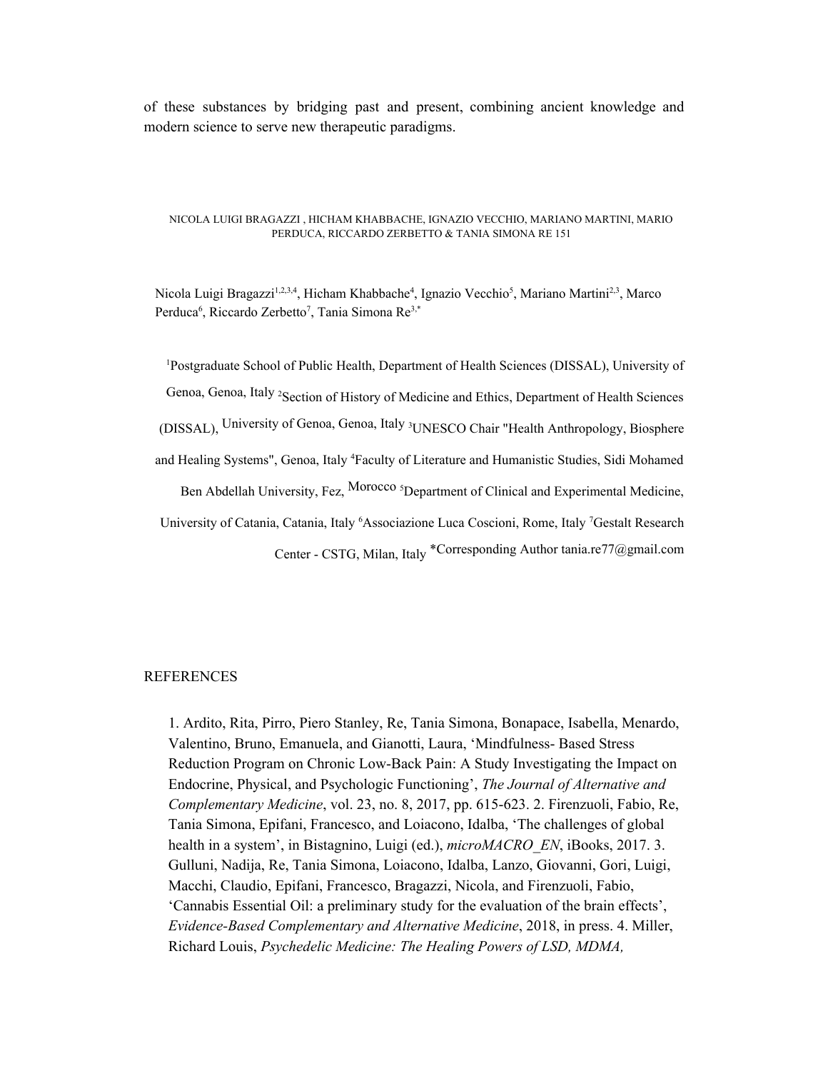of these substances by bridging past and present, combining ancient knowledge and modern science to serve new therapeutic paradigms.

NICOLA LUIGI BRAGAZZI , HICHAM KHABBACHE, IGNAZIO VECCHIO, MARIANO MARTINI, MARIO PERDUCA, RICCARDO ZERBETTO & TANIA SIMONA RE 151

Nicola Luigi Bragazzi[1,2,3,4], Hicham Khabbache[4], Ignazio Vecchio[5], Mariano Martini[2,3], Marco Perduca[6], Riccardo Zerbetto[7], Tania Simona Re[3,*]

[1]Postgraduate School of Public Health, Department of Health Sciences (DISSAL), University of Genoa, Genoa, Italy [2]Section of History of Medicine and Ethics, Department of Health Sciences (DISSAL), University of Genoa, Genoa, Italy [3]UNESCO Chair "Health Anthropology, Biosphere and Healing Systems", Genoa, Italy [4]Faculty of Literature and Humanistic Studies, Sidi Mohamed Ben Abdellah University, Fez, Morocco [5]Department of Clinical and Experimental Medicine, University of Catania, Catania, Italy [6]Associazione Luca Coscioni, Rome, Italy [7]Gestalt Research Center - CSTG, Milan, Italy *Corresponding Author tania.re77@gmail.com

REFERENCES

1. Ardito, Rita, Pirro, Piero Stanley, Re, Tania Simona, Bonapace, Isabella, Menardo, Valentino, Bruno, Emanuela, and Gianotti, Laura, 'Mindfulness- Based Stress Reduction Program on Chronic Low-Back Pain: A Study Investigating the Impact on Endocrine, Physical, and Psychologic Functioning', *The Journal of Alternative and Complementary Medicine*, vol. 23, no. 8, 2017, pp. 615-623. 2. Firenzuoli, Fabio, Re, Tania Simona, Epifani, Francesco, and Loiacono, Idalba, 'The challenges of global health in a system', in Bistagnino, Luigi (ed.), *microMACRO_EN*, iBooks, 2017. 3. Gulluni, Nadija, Re, Tania Simona, Loiacono, Idalba, Lanzo, Giovanni, Gori, Luigi, Macchi, Claudio, Epifani, Francesco, Bragazzi, Nicola, and Firenzuoli, Fabio, 'Cannabis Essential Oil: a preliminary study for the evaluation of the brain effects', *Evidence-Based Complementary and Alternative Medicine*, 2018, in press. 4. Miller, Richard Louis, *Psychedelic Medicine: The Healing Powers of LSD, MDMA,*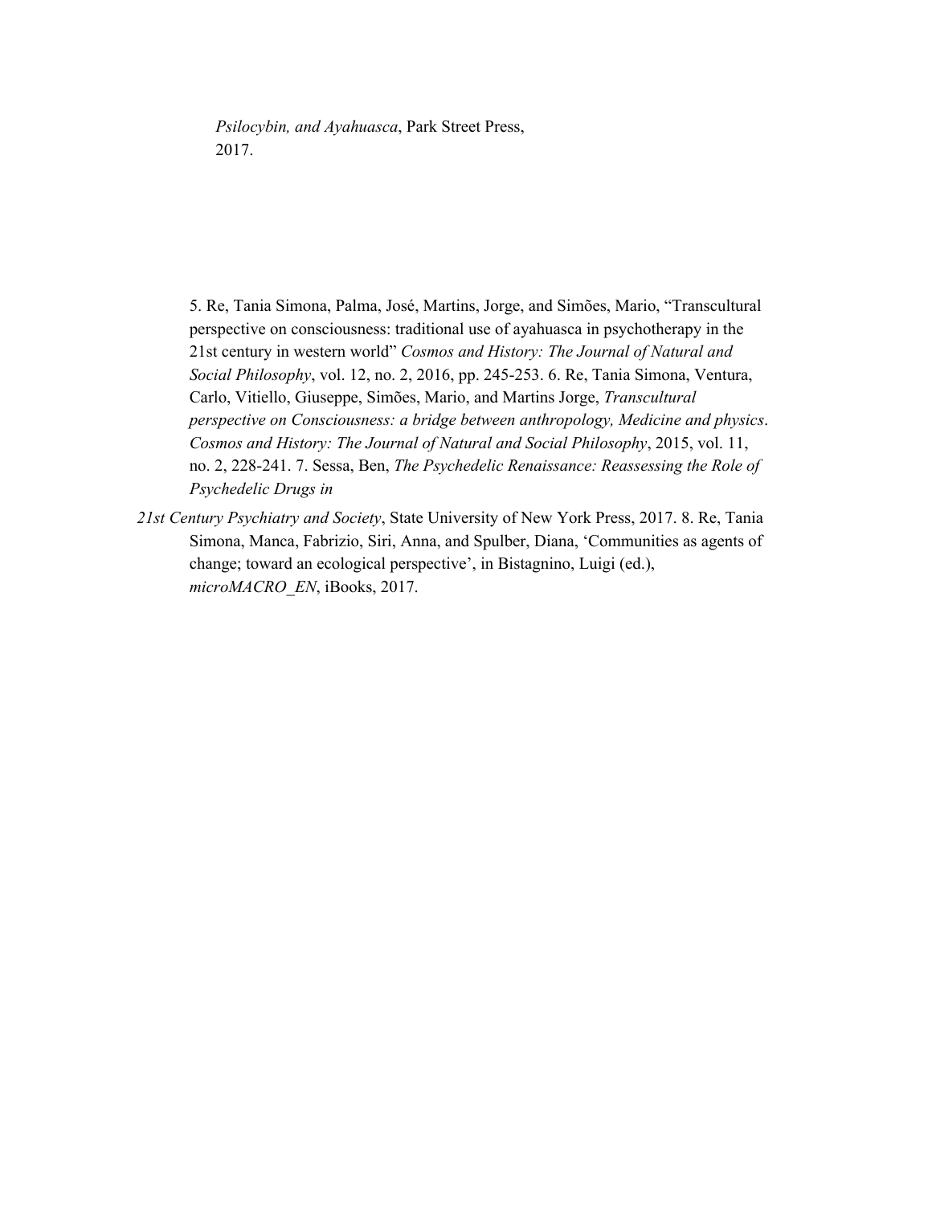*Psilocybin, and Ayahuasca*, Park Street Press, 2017.

5. Re, Tania Simona, Palma, José, Martins, Jorge, and Simões, Mario, "Transcultural perspective on consciousness: traditional use of ayahuasca in psychotherapy in the 21st century in western world" *Cosmos and History: The Journal of Natural and Social Philosophy*, vol. 12, no. 2, 2016, pp. 245-253. 6. Re, Tania Simona, Ventura, Carlo, Vitiello, Giuseppe, Simões, Mario, and Martins Jorge, *Transcultural perspective on Consciousness: a bridge between anthropology, Medicine and physics*. *Cosmos and History: The Journal of Natural and Social Philosophy*, 2015, vol. 11, no. 2, 228-241. 7. Sessa, Ben, *The Psychedelic Renaissance: Reassessing the Role of Psychedelic Drugs in 21st Century Psychiatry and Society*, State University of New York Press, 2017. 8. Re, Tania Simona, Manca, Fabrizio, Siri, Anna, and Spulber, Diana, 'Communities as agents of change; toward an ecological perspective', in Bistagnino, Luigi (ed.), *microMACRO_EN*, iBooks, 2017.